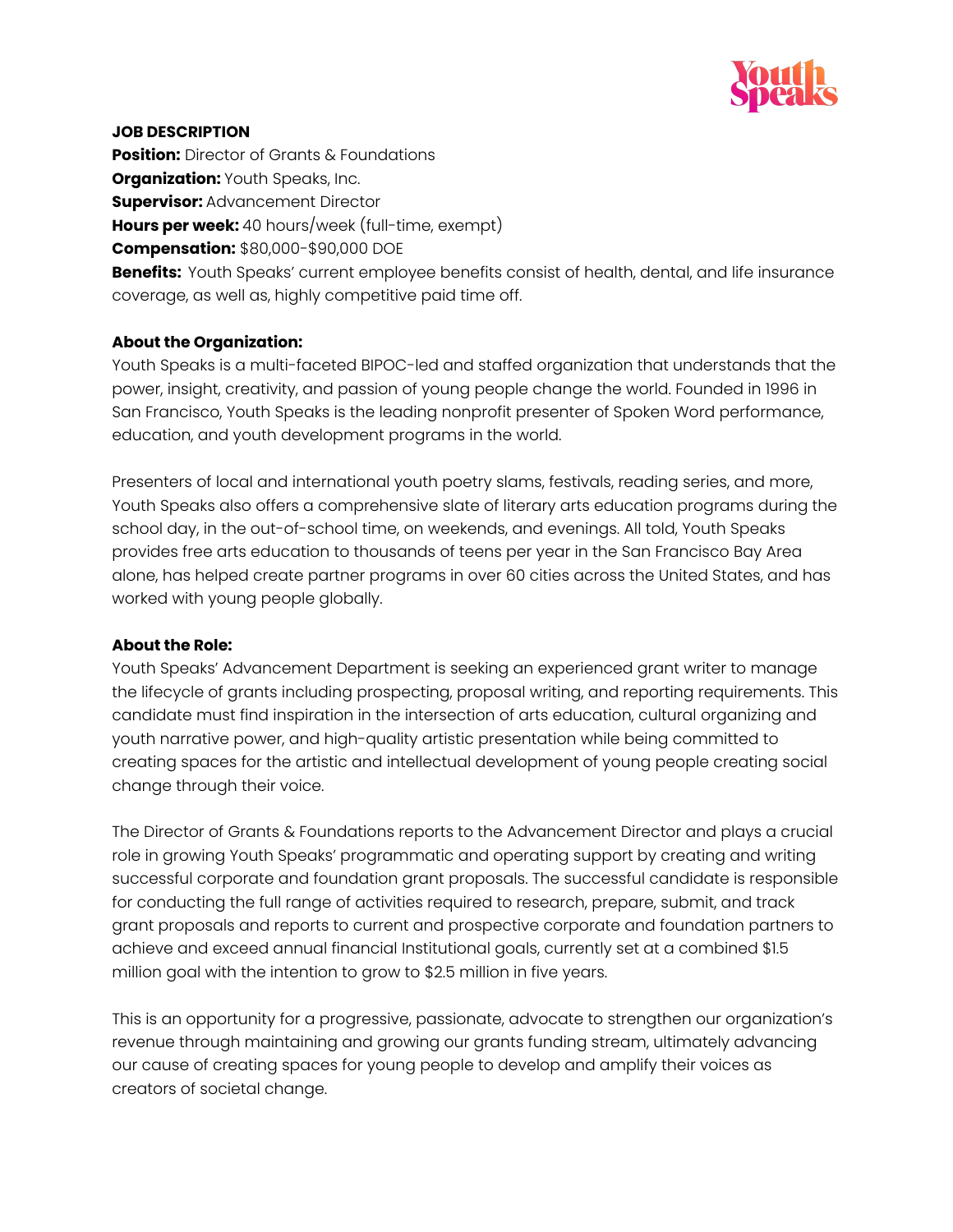**JOB DESCRIPTION**
**Position:** Director of Grants & Foundations
**Organization:** Youth Speaks, Inc.
**Supervisor:** Advancement Director
**Hours per week:** 40 hours/week (full-time, exempt)
**Compensation:** $80,000-$90,000 DOE
**Benefits:** Youth Speaks' current employee benefits consist of health, dental, and life insurance coverage, as well as, highly competitive paid time off.

**About the Organization:**
Youth Speaks is a multi-faceted BIPOC-led and staffed organization that understands that the power, insight, creativity, and passion of young people change the world. Founded in 1996 in San Francisco, Youth Speaks is the leading nonprofit presenter of Spoken Word performance, education, and youth development programs in the world.

Presenters of local and international youth poetry slams, festivals, reading series, and more, Youth Speaks also offers a comprehensive slate of literary arts education programs during the school day, in the out-of-school time, on weekends, and evenings. All told, Youth Speaks provides free arts education to thousands of teens per year in the San Francisco Bay Area alone, has helped create partner programs in over 60 cities across the United States, and has worked with young people globally.

**About the Role:**
Youth Speaks' Advancement Department is seeking an experienced grant writer to manage the lifecycle of grants including prospecting, proposal writing, and reporting requirements. This candidate must find inspiration in the intersection of arts education, cultural organizing and youth narrative power, and high-quality artistic presentation while being committed to creating spaces for the artistic and intellectual development of young people creating social change through their voice.

The Director of Grants & Foundations reports to the Advancement Director and plays a crucial role in growing Youth Speaks' programmatic and operating support by creating and writing successful corporate and foundation grant proposals. The successful candidate is responsible for conducting the full range of activities required to research, prepare, submit, and track grant proposals and reports to current and prospective corporate and foundation partners to achieve and exceed annual financial Institutional goals, currently set at a combined $1.5 million goal with the intention to grow to $2.5 million in five years.

This is an opportunity for a progressive, passionate, advocate to strengthen our organization's revenue through maintaining and growing our grants funding stream, ultimately advancing our cause of creating spaces for young people to develop and amplify their voices as creators of societal change.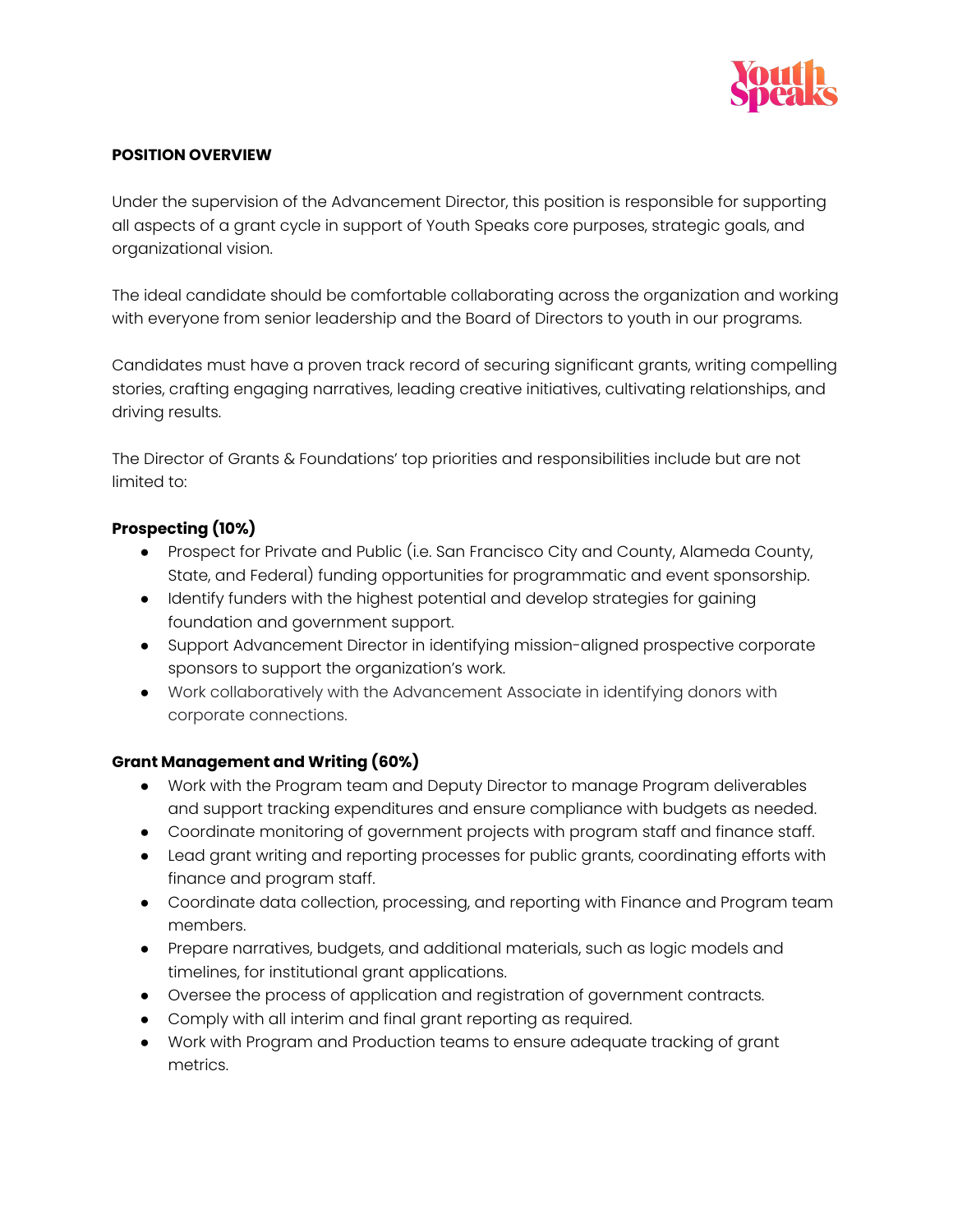**POSITION OVERVIEW**

Under the supervision of the Advancement Director, this position is responsible for supporting all aspects of a grant cycle in support of Youth Speaks core purposes, strategic goals, and organizational vision.

The ideal candidate should be comfortable collaborating across the organization and working with everyone from senior leadership and the Board of Directors to youth in our programs.

Candidates must have a proven track record of securing significant grants, writing compelling stories, crafting engaging narratives, leading creative initiatives, cultivating relationships, and driving results.

The Director of Grants & Foundations' top priorities and responsibilities include but are not limited to:

### Prospecting (10%)

- Prospect for Private and Public (i.e. San Francisco City and County, Alameda County, State, and Federal) funding opportunities for programmatic and event sponsorship.
- Identify funders with the highest potential and develop strategies for gaining foundation and government support.
- Support Advancement Director in identifying mission-aligned prospective corporate sponsors to support the organization's work.
- Work collaboratively with the Advancement Associate in identifying donors with corporate connections.

### Grant Management and Writing (60%)

- Work with the Program team and Deputy Director to manage Program deliverables and support tracking expenditures and ensure compliance with budgets as needed.
- Coordinate monitoring of government projects with program staff and finance staff.
- Lead grant writing and reporting processes for public grants, coordinating efforts with finance and program staff.
- Coordinate data collection, processing, and reporting with Finance and Program team members.
- Prepare narratives, budgets, and additional materials, such as logic models and timelines, for institutional grant applications.
- Oversee the process of application and registration of government contracts.
- Comply with all interim and final grant reporting as required.
- Work with Program and Production teams to ensure adequate tracking of grant metrics.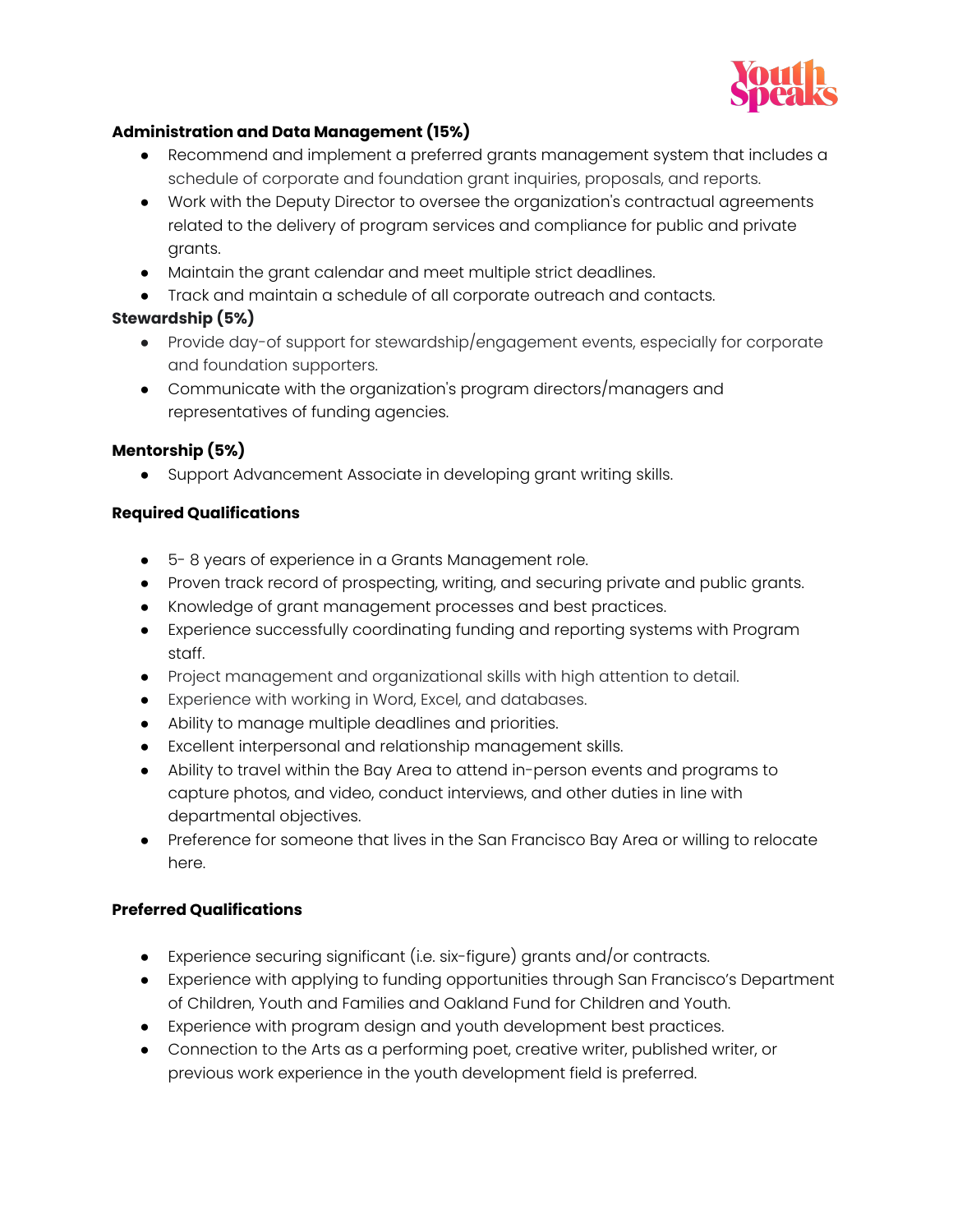**Administration and Data Management (15%)**

- Recommend and implement a preferred grants management system that includes a schedule of corporate and foundation grant inquiries, proposals, and reports.
- Work with the Deputy Director to oversee the organization's contractual agreements related to the delivery of program services and compliance for public and private grants.
- Maintain the grant calendar and meet multiple strict deadlines.
- Track and maintain a schedule of all corporate outreach and contacts.

**Stewardship (5%)**

- Provide day-of support for stewardship/engagement events, especially for corporate and foundation supporters.
- Communicate with the organization's program directors/managers and representatives of funding agencies.

**Mentorship (5%)**

- Support Advancement Associate in developing grant writing skills.

**Required Qualifications**

- 5- 8 years of experience in a Grants Management role.
- Proven track record of prospecting, writing, and securing private and public grants.
- Knowledge of grant management processes and best practices.
- Experience successfully coordinating funding and reporting systems with Program staff.
- Project management and organizational skills with high attention to detail.
- Experience with working in Word, Excel, and databases.
- Ability to manage multiple deadlines and priorities.
- Excellent interpersonal and relationship management skills.
- Ability to travel within the Bay Area to attend in-person events and programs to capture photos, and video, conduct interviews, and other duties in line with departmental objectives.
- Preference for someone that lives in the San Francisco Bay Area or willing to relocate here.

**Preferred Qualifications**

- Experience securing significant (i.e. six-figure) grants and/or contracts.
- Experience with applying to funding opportunities through San Francisco's Department of Children, Youth and Families and Oakland Fund for Children and Youth.
- Experience with program design and youth development best practices.
- Connection to the Arts as a performing poet, creative writer, published writer, or previous work experience in the youth development field is preferred.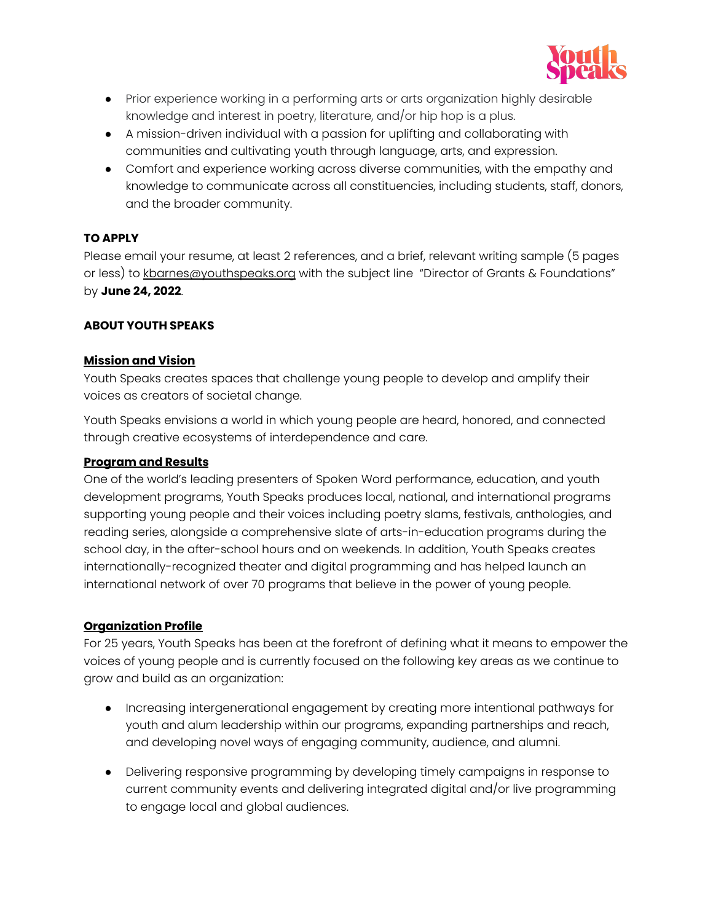- Prior experience working in a performing arts or arts organization highly desirable knowledge and interest in poetry, literature, and/or hip hop is a plus.
- A mission-driven individual with a passion for uplifting and collaborating with communities and cultivating youth through language, arts, and expression.
- Comfort and experience working across diverse communities, with the empathy and knowledge to communicate across all constituencies, including students, staff, donors, and the broader community.

**TO APPLY**

Please email your resume, at least 2 references, and a brief, relevant writing sample (5 pages or less) to kbarnes@youthspeaks.org with the subject line "Director of Grants & Foundations" by **June 24, 2022**.

**ABOUT YOUTH SPEAKS**

**Mission and Vision**

Youth Speaks creates spaces that challenge young people to develop and amplify their voices as creators of societal change.

Youth Speaks envisions a world in which young people are heard, honored, and connected through creative ecosystems of interdependence and care.

**Program and Results**

One of the world's leading presenters of Spoken Word performance, education, and youth development programs, Youth Speaks produces local, national, and international programs supporting young people and their voices including poetry slams, festivals, anthologies, and reading series, alongside a comprehensive slate of arts-in-education programs during the school day, in the after-school hours and on weekends. In addition, Youth Speaks creates internationally-recognized theater and digital programming and has helped launch an international network of over 70 programs that believe in the power of young people.

**Organization Profile**

For 25 years, Youth Speaks has been at the forefront of defining what it means to empower the voices of young people and is currently focused on the following key areas as we continue to grow and build as an organization:

- Increasing intergenerational engagement by creating more intentional pathways for youth and alum leadership within our programs, expanding partnerships and reach, and developing novel ways of engaging community, audience, and alumni.
- Delivering responsive programming by developing timely campaigns in response to current community events and delivering integrated digital and/or live programming to engage local and global audiences.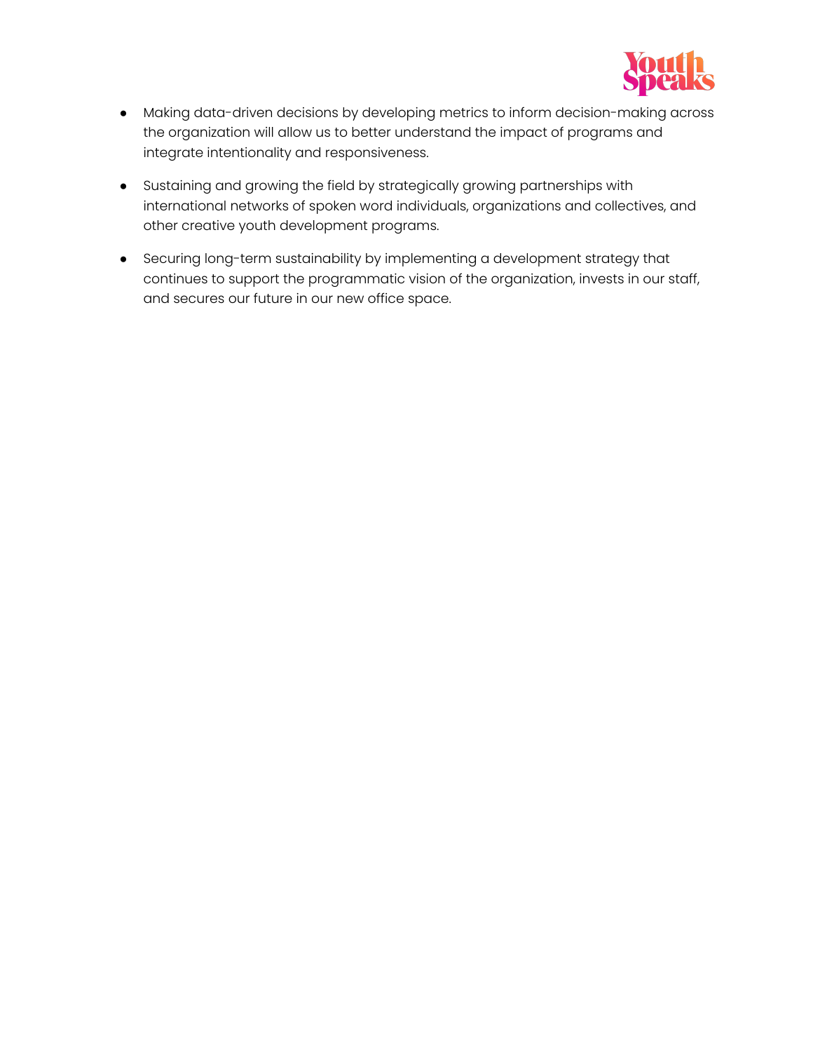- Making data-driven decisions by developing metrics to inform decision-making across the organization will allow us to better understand the impact of programs and integrate intentionality and responsiveness.
- Sustaining and growing the field by strategically growing partnerships with international networks of spoken word individuals, organizations and collectives, and other creative youth development programs.
- Securing long-term sustainability by implementing a development strategy that continues to support the programmatic vision of the organization, invests in our staff, and secures our future in our new office space.